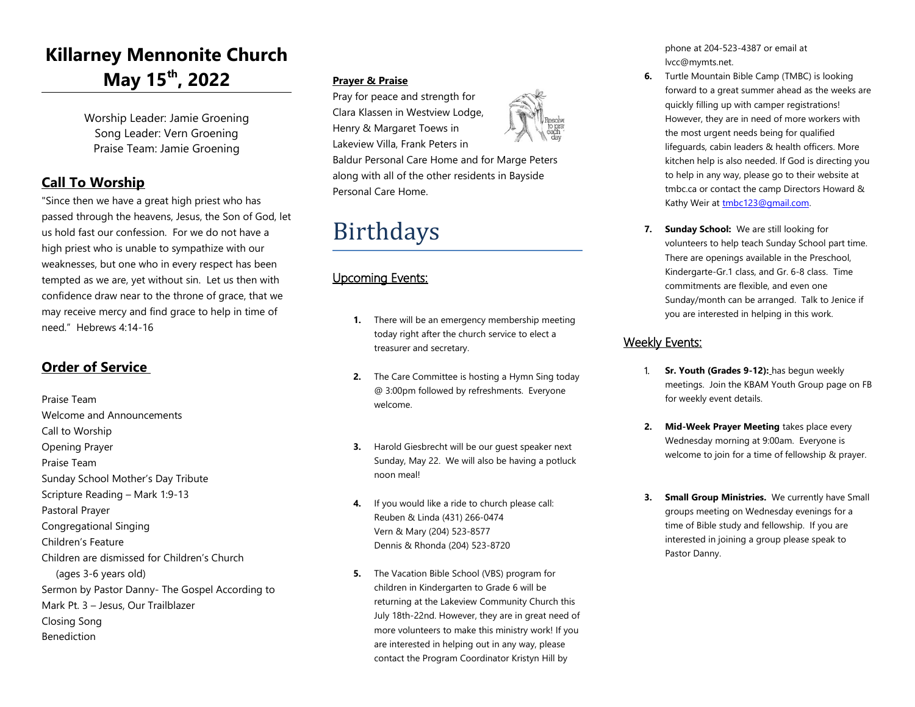# Killarney Mennonite Church May 15th, 2022

Worship Leader: Jamie Groening
Song Leader: Vern Groening
Praise Team: Jamie Groening

## Call To Worship

"Since then we have a great high priest who has passed through the heavens, Jesus, the Son of God, let us hold fast our confession. For we do not have a high priest who is unable to sympathize with our weaknesses, but one who in every respect has been tempted as we are, yet without sin. Let us then with confidence draw near to the throne of grace, that we may receive mercy and find grace to help in time of need." Hebrews 4:14-16

## Order of Service

Praise Team
Welcome and Announcements
Call to Worship
Opening Prayer
Praise Team
Sunday School Mother's Day Tribute
Scripture Reading – Mark 1:9-13
Pastoral Prayer
Congregational Singing
Children's Feature
Children are dismissed for Children's Church (ages 3-6 years old)
Sermon by Pastor Danny- The Gospel According to Mark Pt. 3 – Jesus, Our Trailblazer
Closing Song
Benediction

**Prayer & Praise**

Pray for peace and strength for Clara Klassen in Westview Lodge, Henry & Margaret Toews in Lakeview Villa, Frank Peters in Baldur Personal Care Home and for Marge Peters along with all of the other residents in Bayside Personal Care Home.

# Birthdays

## Upcoming Events:

1. There will be an emergency membership meeting today right after the church service to elect a treasurer and secretary.
2. The Care Committee is hosting a Hymn Sing today @ 3:00pm followed by refreshments. Everyone welcome.
3. Harold Giesbrecht will be our guest speaker next Sunday, May 22. We will also be having a potluck noon meal!
4. If you would like a ride to church please call:
   Reuben & Linda (431) 266-0474
   Vern & Mary (204) 523-8577
   Dennis & Rhonda (204) 523-8720
5. The Vacation Bible School (VBS) program for children in Kindergarten to Grade 6 will be returning at the Lakeview Community Church this July 18th-22nd. However, they are in great need of more volunteers to make this ministry work! If you are interested in helping out in any way, please contact the Program Coordinator Kristyn Hill by phone at 204-523-4387 or email at lvcc@mymts.net.
6. Turtle Mountain Bible Camp (TMBC) is looking forward to a great summer ahead as the weeks are quickly filling up with camper registrations! However, they are in need of more workers with the most urgent needs being for qualified lifeguards, cabin leaders & health officers. More kitchen help is also needed. If God is directing you to help in any way, please go to their website at tmbc.ca or contact the camp Directors Howard & Kathy Weir at tmbc123@gmail.com.
7. **Sunday School:** We are still looking for volunteers to help teach Sunday School part time. There are openings available in the Preschool, Kindergarte-Gr.1 class, and Gr. 6-8 class. Time commitments are flexible, and even one Sunday/month can be arranged. Talk to Jenice if you are interested in helping in this work.

## Weekly Events:

1. **Sr. Youth (Grades 9-12):** has begun weekly meetings. Join the KBAM Youth Group page on FB for weekly event details.
2. **Mid-Week Prayer Meeting** takes place every Wednesday morning at 9:00am. Everyone is welcome to join for a time of fellowship & prayer.
3. **Small Group Ministries.** We currently have Small groups meeting on Wednesday evenings for a time of Bible study and fellowship. If you are interested in joining a group please speak to Pastor Danny.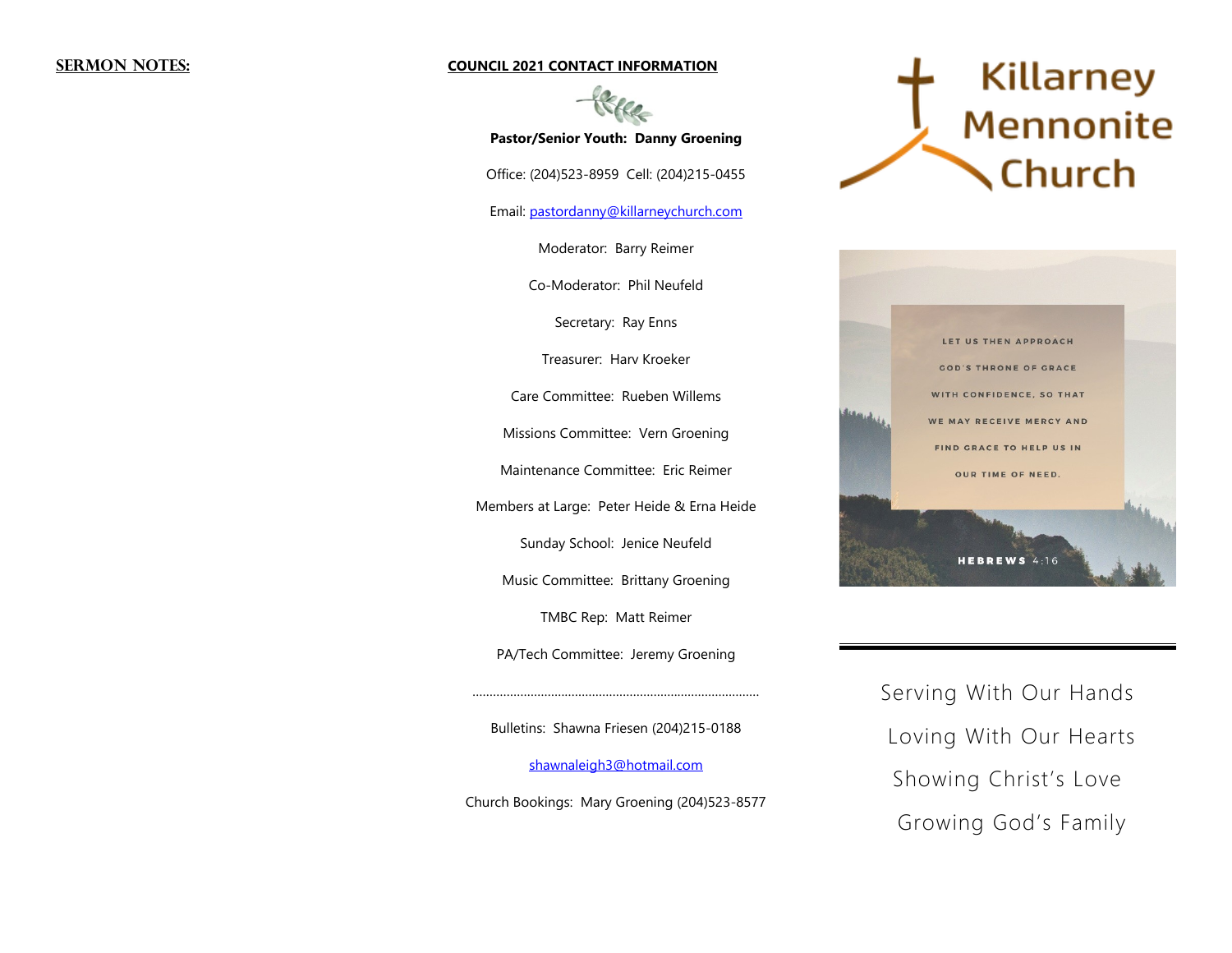## SERMON NOTES:

## COUNCIL 2021 CONTACT INFORMATION

**Pastor/Senior Youth: Danny Groening**

Office: (204)523-8959 Cell: (204)215-0455

Email: pastordanny@killarneychurch.com

Moderator: Barry Reimer

Co-Moderator: Phil Neufeld

Secretary: Ray Enns

Treasurer: Harv Kroeker

Care Committee: Rueben Willems

Missions Committee: Vern Groening

Maintenance Committee: Eric Reimer

Members at Large: Peter Heide & Erna Heide

Sunday School: Jenice Neufeld

Music Committee: Brittany Groening

TMBC Rep: Matt Reimer

PA/Tech Committee: Jeremy Groening

.....................................................................................

Bulletins: Shawna Friesen (204)215-0188

shawnaleigh3@hotmail.com

Church Bookings: Mary Groening (204)523-8577

# Killarney Mennonite Church

LET US THEN APPROACH GOD'S THRONE OF GRACE WITH CONFIDENCE, SO THAT WE MAY RECEIVE MERCY AND FIND GRACE TO HELP US IN OUR TIME OF NEED.

HEBREWS 4:16

Serving With Our Hands

Loving With Our Hearts

Showing Christ's Love

Growing God's Family